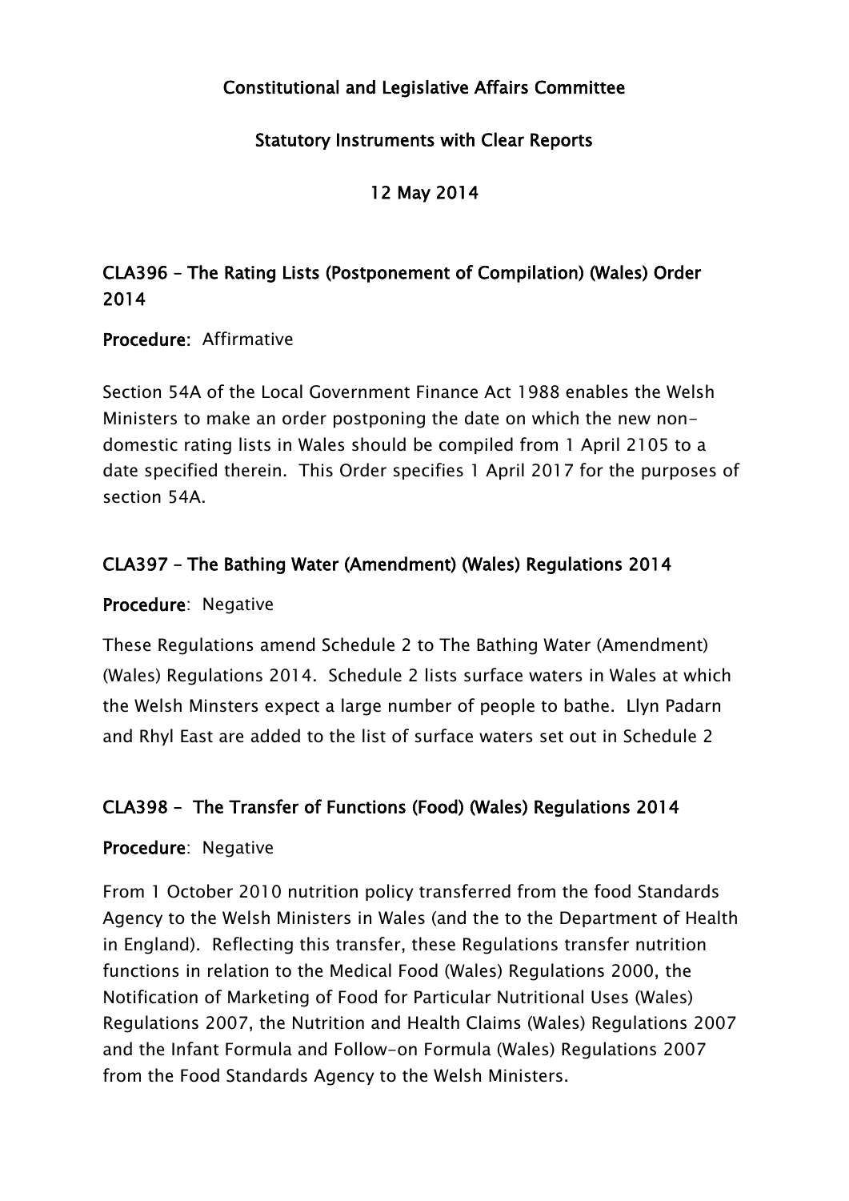# Constitutional and Legislative Affairs Committee

## Statutory Instruments with Clear Reports

## 12 May 2014

### CLA396 – The Rating Lists (Postponement of Compilation) (Wales) Order 2014

**Procedure:** Affirmative

Section 54A of the Local Government Finance Act 1988 enables the Welsh Ministers to make an order postponing the date on which the new non-domestic rating lists in Wales should be compiled from 1 April 2105 to a date specified therein. This Order specifies 1 April 2017 for the purposes of section 54A.

### CLA397 – The Bathing Water (Amendment) (Wales) Regulations 2014

**Procedure**: Negative

These Regulations amend Schedule 2 to The Bathing Water (Amendment) (Wales) Regulations 2014. Schedule 2 lists surface waters in Wales at which the Welsh Minsters expect a large number of people to bathe. Llyn Padarn and Rhyl East are added to the list of surface waters set out in Schedule 2

### CLA398 – The Transfer of Functions (Food) (Wales) Regulations 2014

**Procedure**: Negative

From 1 October 2010 nutrition policy transferred from the food Standards Agency to the Welsh Ministers in Wales (and the to the Department of Health in England). Reflecting this transfer, these Regulations transfer nutrition functions in relation to the Medical Food (Wales) Regulations 2000, the Notification of Marketing of Food for Particular Nutritional Uses (Wales) Regulations 2007, the Nutrition and Health Claims (Wales) Regulations 2007 and the Infant Formula and Follow-on Formula (Wales) Regulations 2007 from the Food Standards Agency to the Welsh Ministers.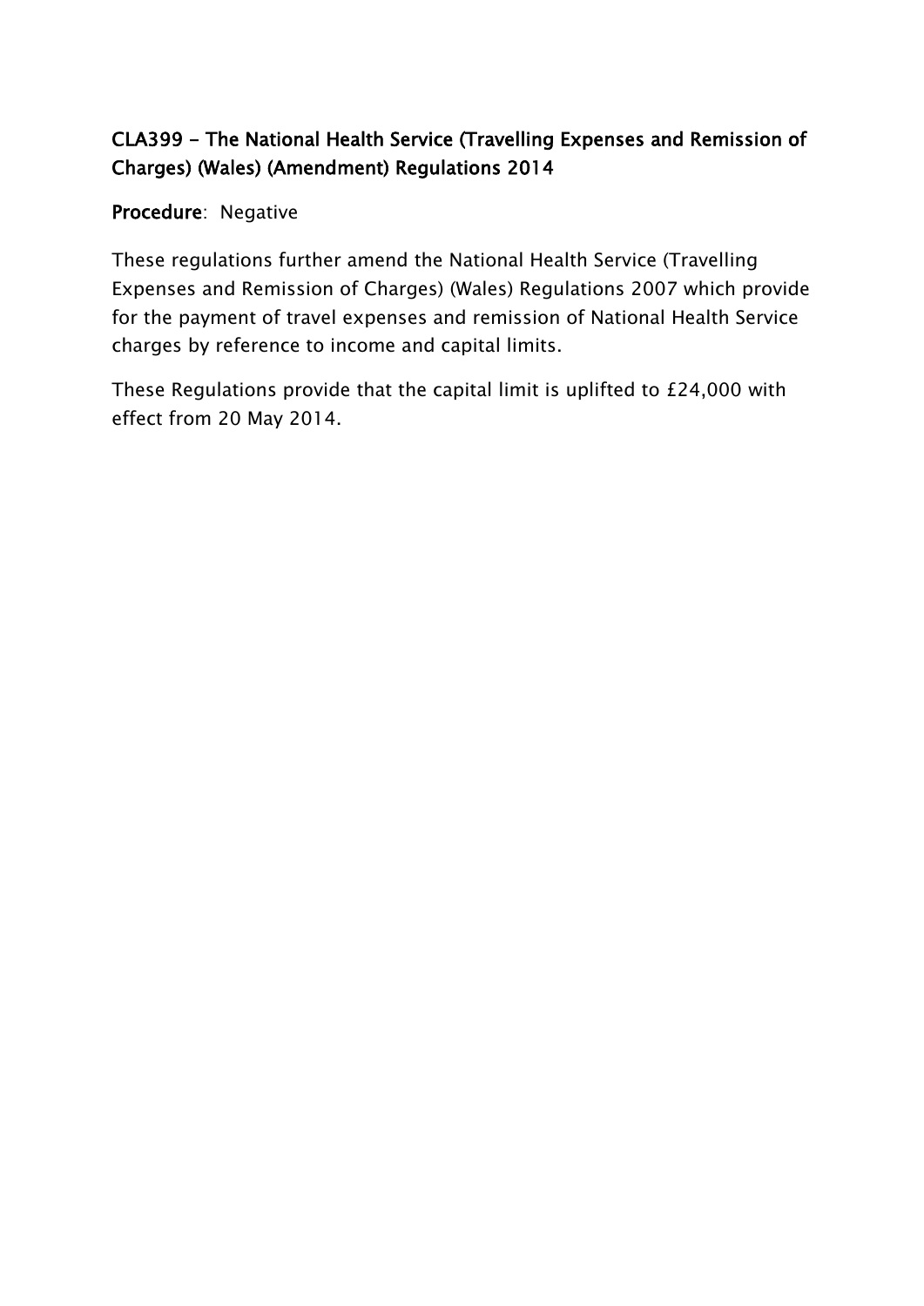## CLA399 - The National Health Service (Travelling Expenses and Remission of Charges) (Wales) (Amendment) Regulations 2014

**Procedure**: Negative

These regulations further amend the National Health Service (Travelling Expenses and Remission of Charges) (Wales) Regulations 2007 which provide for the payment of travel expenses and remission of National Health Service charges by reference to income and capital limits.

These Regulations provide that the capital limit is uplifted to £24,000 with effect from 20 May 2014.